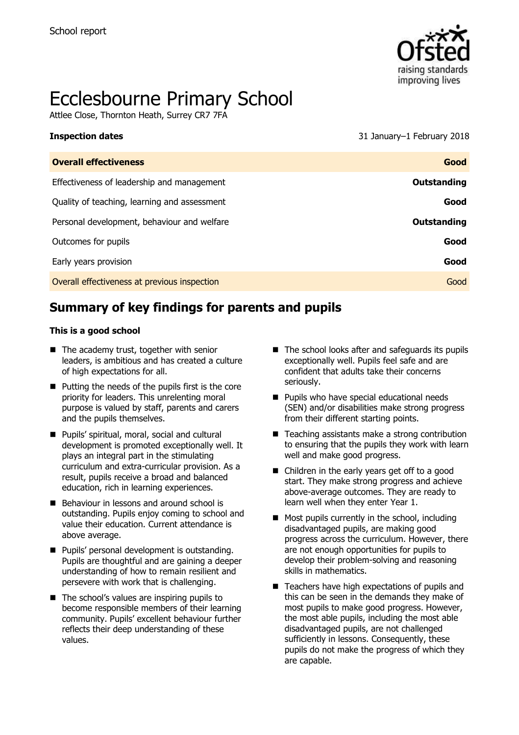School report

# Ecclesbourne Primary School

Attlee Close, Thornton Heath, Surrey CR7 7FA

**Inspection dates** 31 January–1 February 2018

| **Overall effectiveness** | **Good** |
| --- | --- |
| Effectiveness of leadership and management | **Outstanding** |
| Quality of teaching, learning and assessment | **Good** |
| Personal development, behaviour and welfare | **Outstanding** |
| Outcomes for pupils | **Good** |
| Early years provision | **Good** |
| Overall effectiveness at previous inspection | Good |

## Summary of key findings for parents and pupils

**This is a good school**

- The academy trust, together with senior leaders, is ambitious and has created a culture of high expectations for all.
- Putting the needs of the pupils first is the core priority for leaders. This unrelenting moral purpose is valued by staff, parents and carers and the pupils themselves.
- Pupils' spiritual, moral, social and cultural development is promoted exceptionally well. It plays an integral part in the stimulating curriculum and extra-curricular provision. As a result, pupils receive a broad and balanced education, rich in learning experiences.
- Behaviour in lessons and around school is outstanding. Pupils enjoy coming to school and value their education. Current attendance is above average.
- Pupils' personal development is outstanding. Pupils are thoughtful and are gaining a deeper understanding of how to remain resilient and persevere with work that is challenging.
- The school's values are inspiring pupils to become responsible members of their learning community. Pupils' excellent behaviour further reflects their deep understanding of these values.
- The school looks after and safeguards its pupils exceptionally well. Pupils feel safe and are confident that adults take their concerns seriously.
- Pupils who have special educational needs (SEN) and/or disabilities make strong progress from their different starting points.
- Teaching assistants make a strong contribution to ensuring that the pupils they work with learn well and make good progress.
- Children in the early years get off to a good start. They make strong progress and achieve above-average outcomes. They are ready to learn well when they enter Year 1.
- Most pupils currently in the school, including disadvantaged pupils, are making good progress across the curriculum. However, there are not enough opportunities for pupils to develop their problem-solving and reasoning skills in mathematics.
- Teachers have high expectations of pupils and this can be seen in the demands they make of most pupils to make good progress. However, the most able pupils, including the most able disadvantaged pupils, are not challenged sufficiently in lessons. Consequently, these pupils do not make the progress of which they are capable.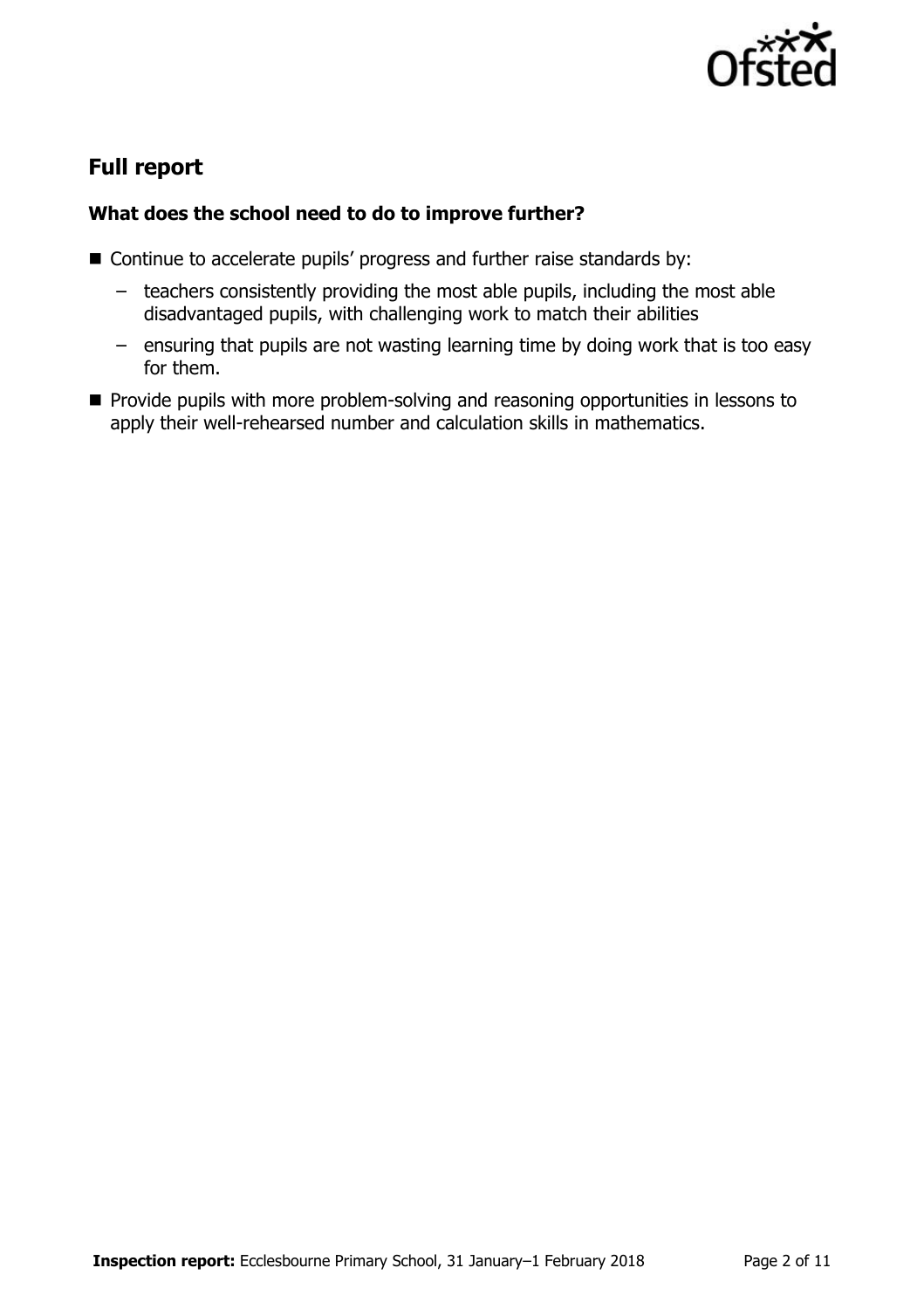## Full report

### What does the school need to do to improve further?

- Continue to accelerate pupils' progress and further raise standards by:
  - teachers consistently providing the most able pupils, including the most able disadvantaged pupils, with challenging work to match their abilities
  - ensuring that pupils are not wasting learning time by doing work that is too easy for them.
- Provide pupils with more problem-solving and reasoning opportunities in lessons to apply their well-rehearsed number and calculation skills in mathematics.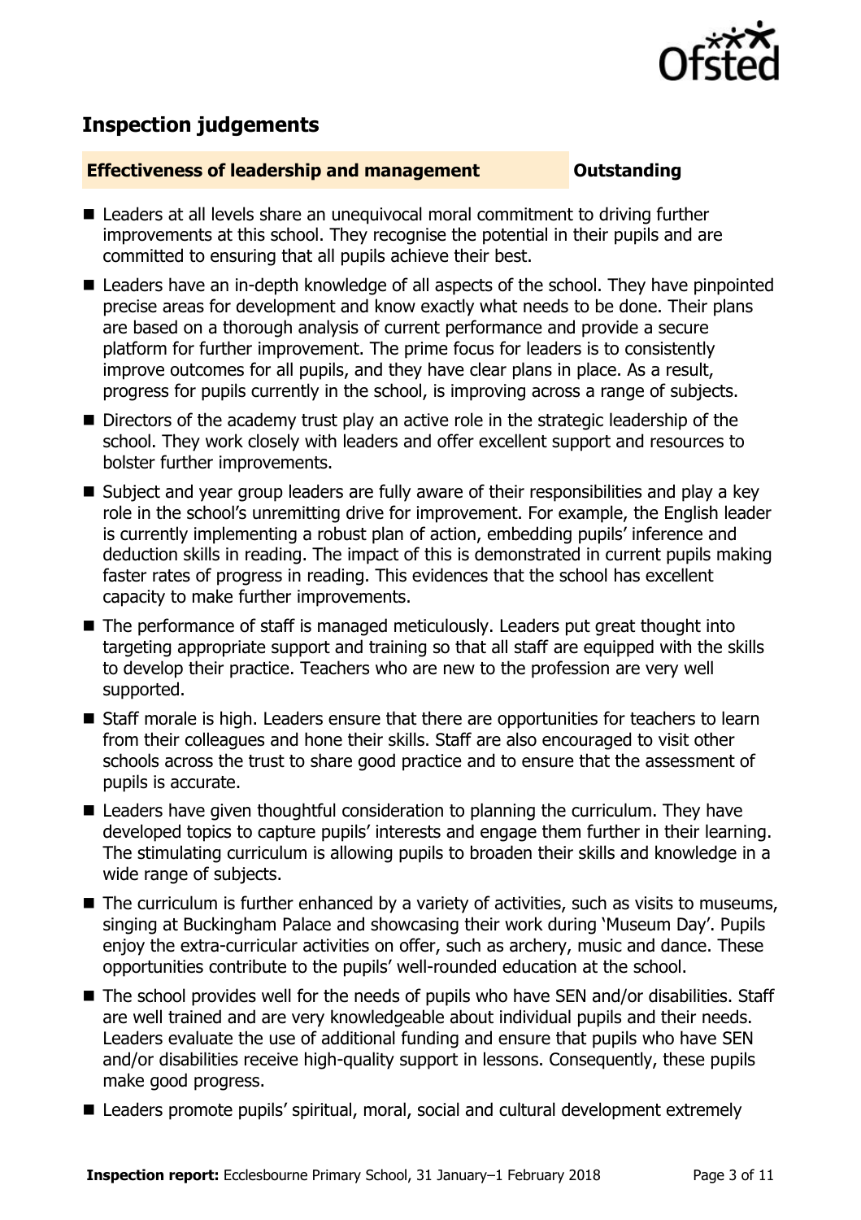## Inspection judgements

**Effectiveness of leadership and management** **Outstanding**

- Leaders at all levels share an unequivocal moral commitment to driving further improvements at this school. They recognise the potential in their pupils and are committed to ensuring that all pupils achieve their best.
- Leaders have an in-depth knowledge of all aspects of the school. They have pinpointed precise areas for development and know exactly what needs to be done. Their plans are based on a thorough analysis of current performance and provide a secure platform for further improvement. The prime focus for leaders is to consistently improve outcomes for all pupils, and they have clear plans in place. As a result, progress for pupils currently in the school, is improving across a range of subjects.
- Directors of the academy trust play an active role in the strategic leadership of the school. They work closely with leaders and offer excellent support and resources to bolster further improvements.
- Subject and year group leaders are fully aware of their responsibilities and play a key role in the school's unremitting drive for improvement. For example, the English leader is currently implementing a robust plan of action, embedding pupils' inference and deduction skills in reading. The impact of this is demonstrated in current pupils making faster rates of progress in reading. This evidences that the school has excellent capacity to make further improvements.
- The performance of staff is managed meticulously. Leaders put great thought into targeting appropriate support and training so that all staff are equipped with the skills to develop their practice. Teachers who are new to the profession are very well supported.
- Staff morale is high. Leaders ensure that there are opportunities for teachers to learn from their colleagues and hone their skills. Staff are also encouraged to visit other schools across the trust to share good practice and to ensure that the assessment of pupils is accurate.
- Leaders have given thoughtful consideration to planning the curriculum. They have developed topics to capture pupils' interests and engage them further in their learning. The stimulating curriculum is allowing pupils to broaden their skills and knowledge in a wide range of subjects.
- The curriculum is further enhanced by a variety of activities, such as visits to museums, singing at Buckingham Palace and showcasing their work during 'Museum Day'. Pupils enjoy the extra-curricular activities on offer, such as archery, music and dance. These opportunities contribute to the pupils' well-rounded education at the school.
- The school provides well for the needs of pupils who have SEN and/or disabilities. Staff are well trained and are very knowledgeable about individual pupils and their needs. Leaders evaluate the use of additional funding and ensure that pupils who have SEN and/or disabilities receive high-quality support in lessons. Consequently, these pupils make good progress.
- Leaders promote pupils' spiritual, moral, social and cultural development extremely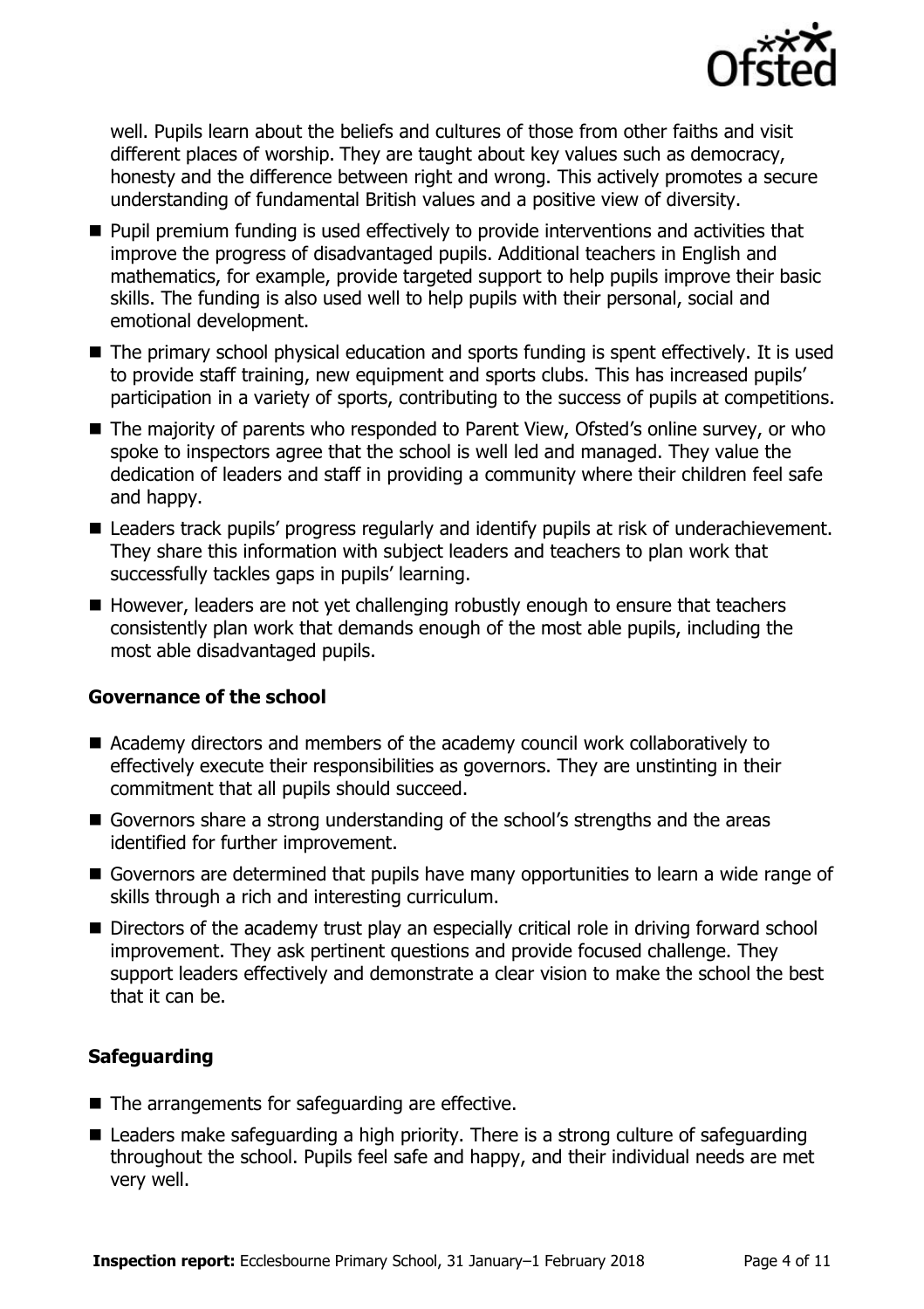well. Pupils learn about the beliefs and cultures of those from other faiths and visit different places of worship. They are taught about key values such as democracy, honesty and the difference between right and wrong. This actively promotes a secure understanding of fundamental British values and a positive view of diversity.

- Pupil premium funding is used effectively to provide interventions and activities that improve the progress of disadvantaged pupils. Additional teachers in English and mathematics, for example, provide targeted support to help pupils improve their basic skills. The funding is also used well to help pupils with their personal, social and emotional development.
- The primary school physical education and sports funding is spent effectively. It is used to provide staff training, new equipment and sports clubs. This has increased pupils' participation in a variety of sports, contributing to the success of pupils at competitions.
- The majority of parents who responded to Parent View, Ofsted's online survey, or who spoke to inspectors agree that the school is well led and managed. They value the dedication of leaders and staff in providing a community where their children feel safe and happy.
- Leaders track pupils' progress regularly and identify pupils at risk of underachievement. They share this information with subject leaders and teachers to plan work that successfully tackles gaps in pupils' learning.
- However, leaders are not yet challenging robustly enough to ensure that teachers consistently plan work that demands enough of the most able pupils, including the most able disadvantaged pupils.

### Governance of the school

- Academy directors and members of the academy council work collaboratively to effectively execute their responsibilities as governors. They are unstinting in their commitment that all pupils should succeed.
- Governors share a strong understanding of the school's strengths and the areas identified for further improvement.
- Governors are determined that pupils have many opportunities to learn a wide range of skills through a rich and interesting curriculum.
- Directors of the academy trust play an especially critical role in driving forward school improvement. They ask pertinent questions and provide focused challenge. They support leaders effectively and demonstrate a clear vision to make the school the best that it can be.

### Safeguarding

- The arrangements for safeguarding are effective.
- Leaders make safeguarding a high priority. There is a strong culture of safeguarding throughout the school. Pupils feel safe and happy, and their individual needs are met very well.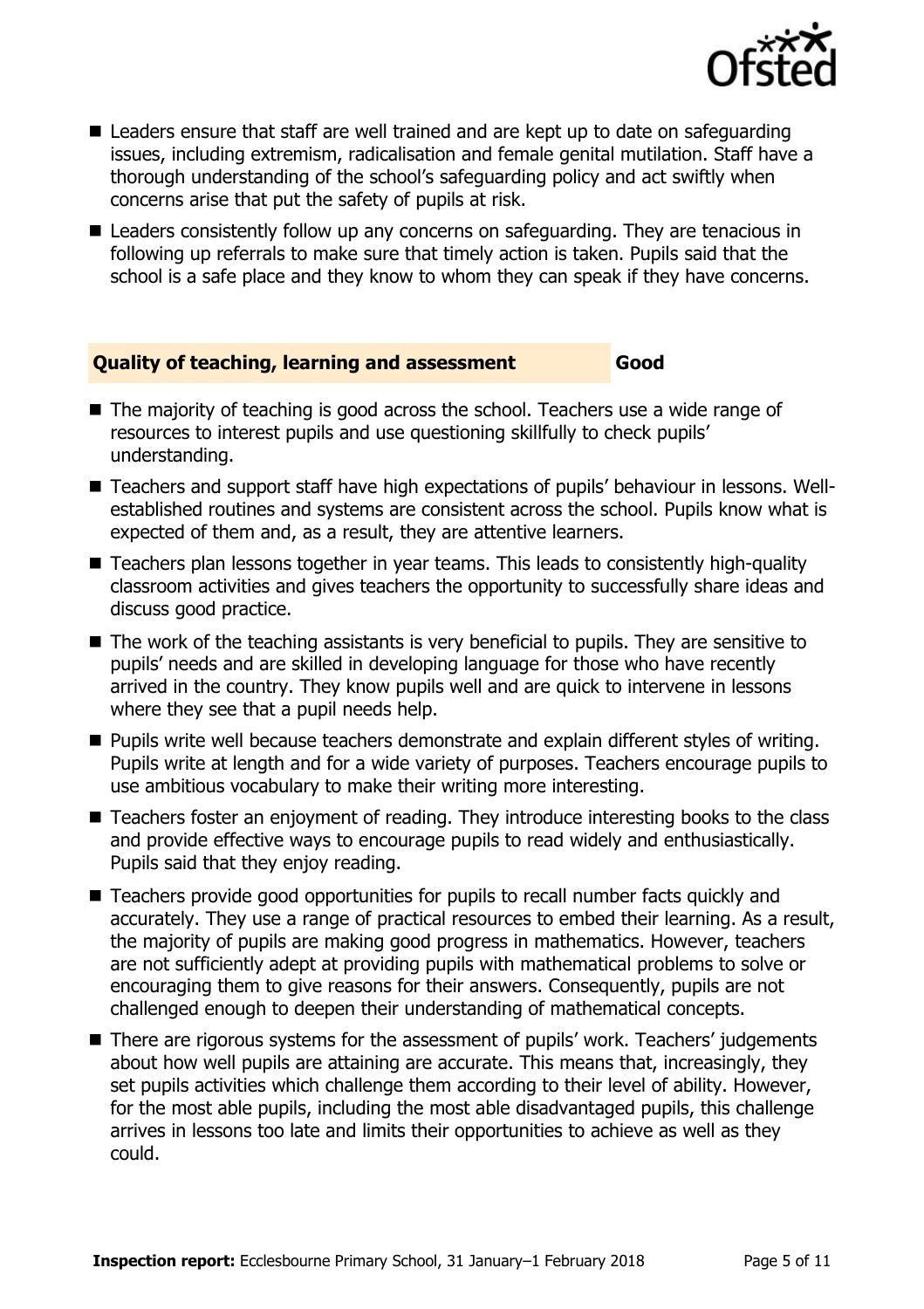- Leaders ensure that staff are well trained and are kept up to date on safeguarding issues, including extremism, radicalisation and female genital mutilation. Staff have a thorough understanding of the school's safeguarding policy and act swiftly when concerns arise that put the safety of pupils at risk.
- Leaders consistently follow up any concerns on safeguarding. They are tenacious in following up referrals to make sure that timely action is taken. Pupils said that the school is a safe place and they know to whom they can speak if they have concerns.

## Quality of teaching, learning and assessment — Good

- The majority of teaching is good across the school. Teachers use a wide range of resources to interest pupils and use questioning skillfully to check pupils' understanding.
- Teachers and support staff have high expectations of pupils' behaviour in lessons. Well-established routines and systems are consistent across the school. Pupils know what is expected of them and, as a result, they are attentive learners.
- Teachers plan lessons together in year teams. This leads to consistently high-quality classroom activities and gives teachers the opportunity to successfully share ideas and discuss good practice.
- The work of the teaching assistants is very beneficial to pupils. They are sensitive to pupils' needs and are skilled in developing language for those who have recently arrived in the country. They know pupils well and are quick to intervene in lessons where they see that a pupil needs help.
- Pupils write well because teachers demonstrate and explain different styles of writing. Pupils write at length and for a wide variety of purposes. Teachers encourage pupils to use ambitious vocabulary to make their writing more interesting.
- Teachers foster an enjoyment of reading. They introduce interesting books to the class and provide effective ways to encourage pupils to read widely and enthusiastically. Pupils said that they enjoy reading.
- Teachers provide good opportunities for pupils to recall number facts quickly and accurately. They use a range of practical resources to embed their learning. As a result, the majority of pupils are making good progress in mathematics. However, teachers are not sufficiently adept at providing pupils with mathematical problems to solve or encouraging them to give reasons for their answers. Consequently, pupils are not challenged enough to deepen their understanding of mathematical concepts.
- There are rigorous systems for the assessment of pupils' work. Teachers' judgements about how well pupils are attaining are accurate. This means that, increasingly, they set pupils activities which challenge them according to their level of ability. However, for the most able pupils, including the most able disadvantaged pupils, this challenge arrives in lessons too late and limits their opportunities to achieve as well as they could.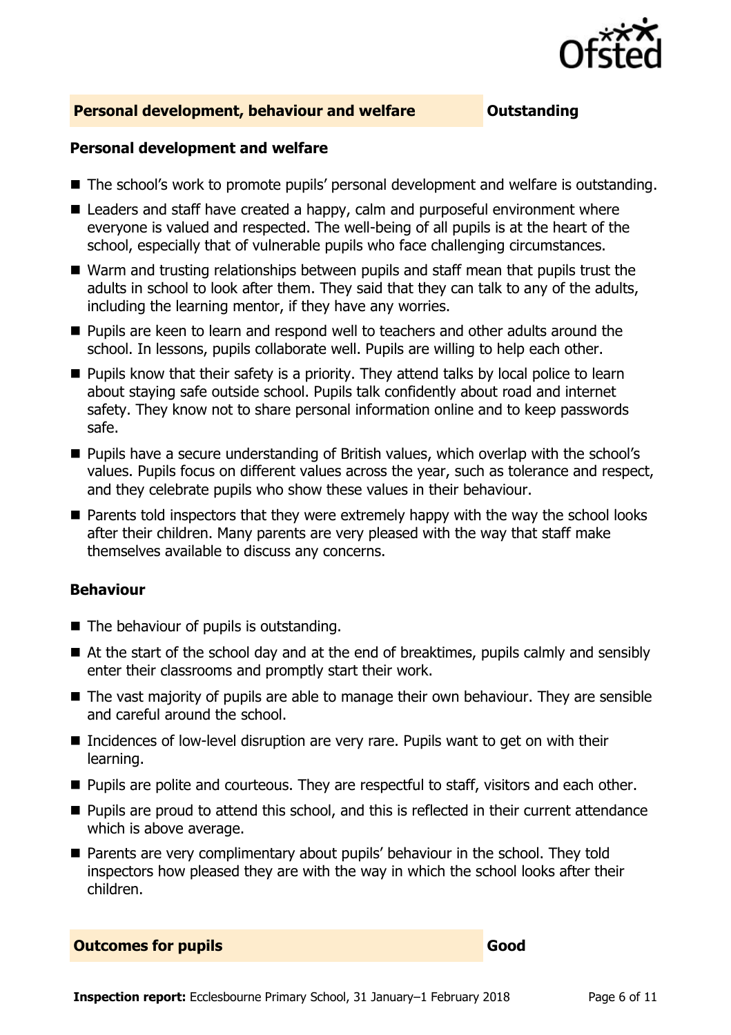## Personal development, behaviour and welfare — Outstanding

### Personal development and welfare

- The school's work to promote pupils' personal development and welfare is outstanding.
- Leaders and staff have created a happy, calm and purposeful environment where everyone is valued and respected. The well-being of all pupils is at the heart of the school, especially that of vulnerable pupils who face challenging circumstances.
- Warm and trusting relationships between pupils and staff mean that pupils trust the adults in school to look after them. They said that they can talk to any of the adults, including the learning mentor, if they have any worries.
- Pupils are keen to learn and respond well to teachers and other adults around the school. In lessons, pupils collaborate well. Pupils are willing to help each other.
- Pupils know that their safety is a priority. They attend talks by local police to learn about staying safe outside school. Pupils talk confidently about road and internet safety. They know not to share personal information online and to keep passwords safe.
- Pupils have a secure understanding of British values, which overlap with the school's values. Pupils focus on different values across the year, such as tolerance and respect, and they celebrate pupils who show these values in their behaviour.
- Parents told inspectors that they were extremely happy with the way the school looks after their children. Many parents are very pleased with the way that staff make themselves available to discuss any concerns.

### Behaviour

- The behaviour of pupils is outstanding.
- At the start of the school day and at the end of breaktimes, pupils calmly and sensibly enter their classrooms and promptly start their work.
- The vast majority of pupils are able to manage their own behaviour. They are sensible and careful around the school.
- Incidences of low-level disruption are very rare. Pupils want to get on with their learning.
- Pupils are polite and courteous. They are respectful to staff, visitors and each other.
- Pupils are proud to attend this school, and this is reflected in their current attendance which is above average.
- Parents are very complimentary about pupils' behaviour in the school. They told inspectors how pleased they are with the way in which the school looks after their children.

## Outcomes for pupils — Good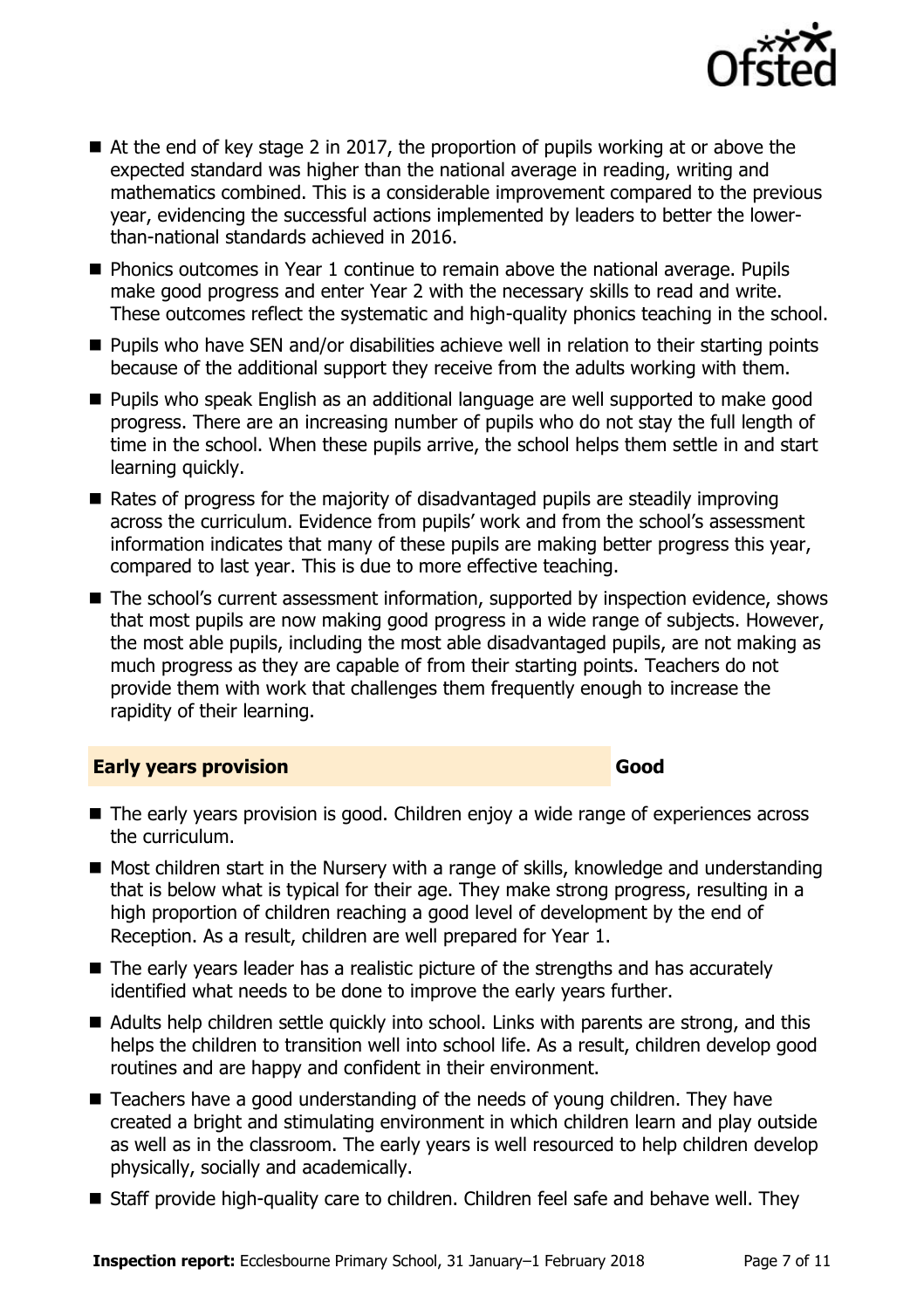- At the end of key stage 2 in 2017, the proportion of pupils working at or above the expected standard was higher than the national average in reading, writing and mathematics combined. This is a considerable improvement compared to the previous year, evidencing the successful actions implemented by leaders to better the lower-than-national standards achieved in 2016.
- Phonics outcomes in Year 1 continue to remain above the national average. Pupils make good progress and enter Year 2 with the necessary skills to read and write. These outcomes reflect the systematic and high-quality phonics teaching in the school.
- Pupils who have SEN and/or disabilities achieve well in relation to their starting points because of the additional support they receive from the adults working with them.
- Pupils who speak English as an additional language are well supported to make good progress. There are an increasing number of pupils who do not stay the full length of time in the school. When these pupils arrive, the school helps them settle in and start learning quickly.
- Rates of progress for the majority of disadvantaged pupils are steadily improving across the curriculum. Evidence from pupils' work and from the school's assessment information indicates that many of these pupils are making better progress this year, compared to last year. This is due to more effective teaching.
- The school's current assessment information, supported by inspection evidence, shows that most pupils are now making good progress in a wide range of subjects. However, the most able pupils, including the most able disadvantaged pupils, are not making as much progress as they are capable of from their starting points. Teachers do not provide them with work that challenges them frequently enough to increase the rapidity of their learning.

## Early years provision — Good

- The early years provision is good. Children enjoy a wide range of experiences across the curriculum.
- Most children start in the Nursery with a range of skills, knowledge and understanding that is below what is typical for their age. They make strong progress, resulting in a high proportion of children reaching a good level of development by the end of Reception. As a result, children are well prepared for Year 1.
- The early years leader has a realistic picture of the strengths and has accurately identified what needs to be done to improve the early years further.
- Adults help children settle quickly into school. Links with parents are strong, and this helps the children to transition well into school life. As a result, children develop good routines and are happy and confident in their environment.
- Teachers have a good understanding of the needs of young children. They have created a bright and stimulating environment in which children learn and play outside as well as in the classroom. The early years is well resourced to help children develop physically, socially and academically.
- Staff provide high-quality care to children. Children feel safe and behave well. They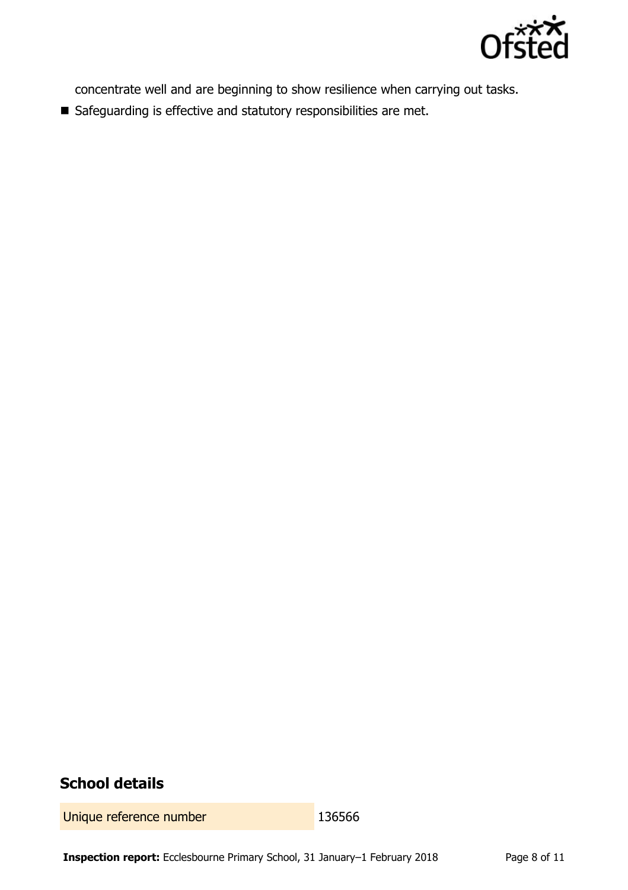concentrate well and are beginning to show resilience when carrying out tasks.

- Safeguarding is effective and statutory responsibilities are met.

## School details

| Unique reference number | 136566 |
|---|---|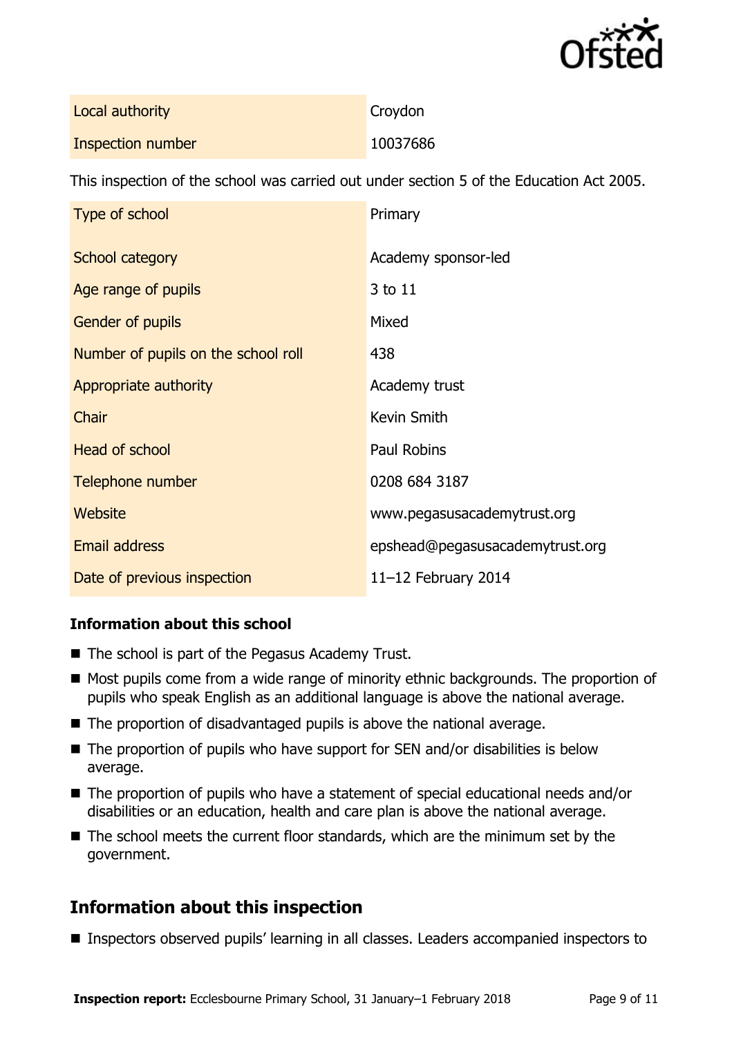| | |
|---|---|
| Local authority | Croydon |
| Inspection number | 10037686 |

This inspection of the school was carried out under section 5 of the Education Act 2005.

| | |
|---|---|
| Type of school | Primary |
| School category | Academy sponsor-led |
| Age range of pupils | 3 to 11 |
| Gender of pupils | Mixed |
| Number of pupils on the school roll | 438 |
| Appropriate authority | Academy trust |
| Chair | Kevin Smith |
| Head of school | Paul Robins |
| Telephone number | 0208 684 3187 |
| Website | www.pegasusacademytrust.org |
| Email address | epshead@pegasusacademytrust.org |
| Date of previous inspection | 11–12 February 2014 |

### Information about this school

- The school is part of the Pegasus Academy Trust.
- Most pupils come from a wide range of minority ethnic backgrounds. The proportion of pupils who speak English as an additional language is above the national average.
- The proportion of disadvantaged pupils is above the national average.
- The proportion of pupils who have support for SEN and/or disabilities is below average.
- The proportion of pupils who have a statement of special educational needs and/or disabilities or an education, health and care plan is above the national average.
- The school meets the current floor standards, which are the minimum set by the government.

## Information about this inspection

- Inspectors observed pupils' learning in all classes. Leaders accompanied inspectors to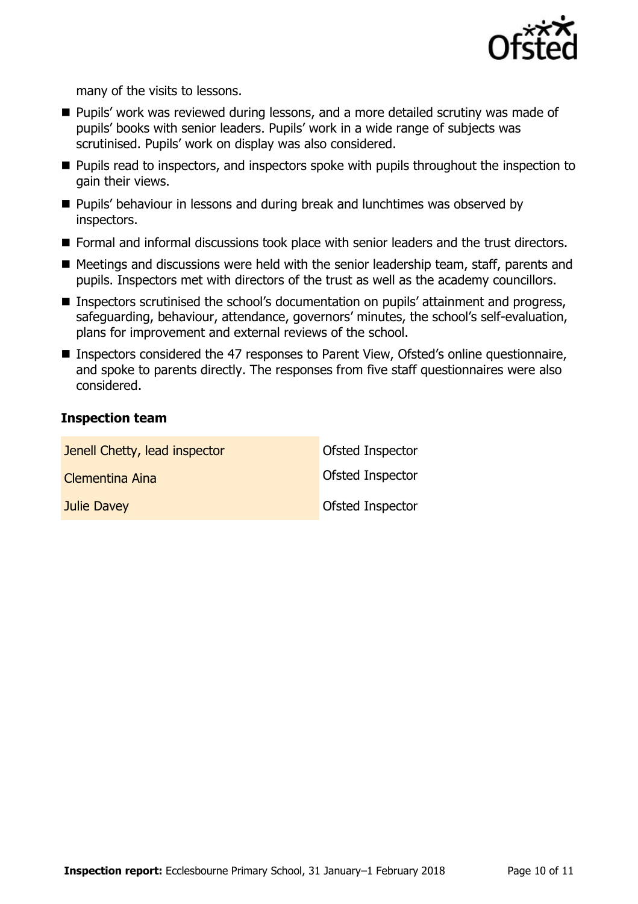many of the visits to lessons.

- Pupils' work was reviewed during lessons, and a more detailed scrutiny was made of pupils' books with senior leaders. Pupils' work in a wide range of subjects was scrutinised. Pupils' work on display was also considered.
- Pupils read to inspectors, and inspectors spoke with pupils throughout the inspection to gain their views.
- Pupils' behaviour in lessons and during break and lunchtimes was observed by inspectors.
- Formal and informal discussions took place with senior leaders and the trust directors.
- Meetings and discussions were held with the senior leadership team, staff, parents and pupils. Inspectors met with directors of the trust as well as the academy councillors.
- Inspectors scrutinised the school's documentation on pupils' attainment and progress, safeguarding, behaviour, attendance, governors' minutes, the school's self-evaluation, plans for improvement and external reviews of the school.
- Inspectors considered the 47 responses to Parent View, Ofsted's online questionnaire, and spoke to parents directly. The responses from five staff questionnaires were also considered.

### Inspection team

| | |
|---|---|
| Jenell Chetty, lead inspector | Ofsted Inspector |
| Clementina Aina | Ofsted Inspector |
| Julie Davey | Ofsted Inspector |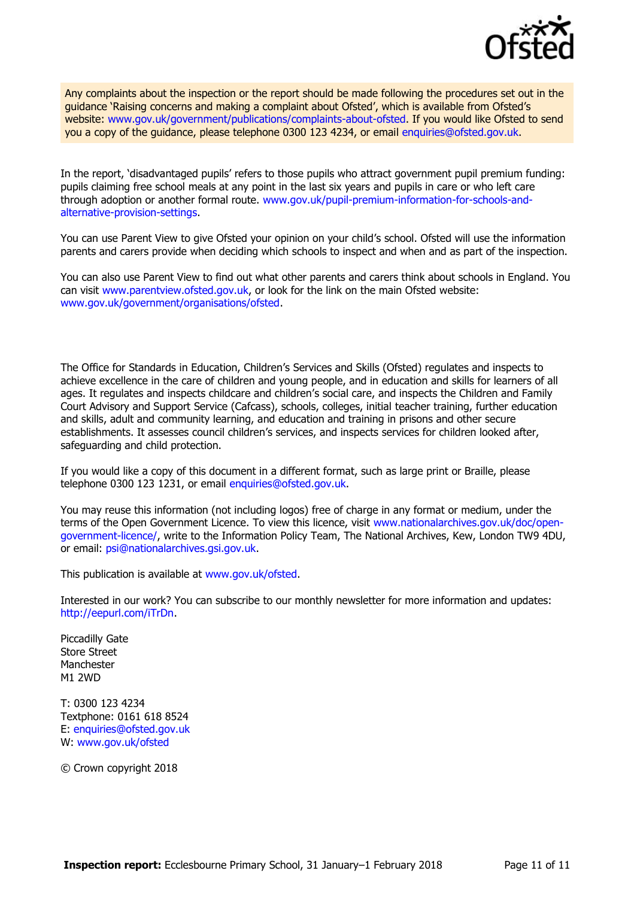Any complaints about the inspection or the report should be made following the procedures set out in the guidance 'Raising concerns and making a complaint about Ofsted', which is available from Ofsted's website: www.gov.uk/government/publications/complaints-about-ofsted. If you would like Ofsted to send you a copy of the guidance, please telephone 0300 123 4234, or email enquiries@ofsted.gov.uk.

In the report, 'disadvantaged pupils' refers to those pupils who attract government pupil premium funding: pupils claiming free school meals at any point in the last six years and pupils in care or who left care through adoption or another formal route. www.gov.uk/pupil-premium-information-for-schools-and-alternative-provision-settings.

You can use Parent View to give Ofsted your opinion on your child's school. Ofsted will use the information parents and carers provide when deciding which schools to inspect and when and as part of the inspection.

You can also use Parent View to find out what other parents and carers think about schools in England. You can visit www.parentview.ofsted.gov.uk, or look for the link on the main Ofsted website: www.gov.uk/government/organisations/ofsted.

The Office for Standards in Education, Children's Services and Skills (Ofsted) regulates and inspects to achieve excellence in the care of children and young people, and in education and skills for learners of all ages. It regulates and inspects childcare and children's social care, and inspects the Children and Family Court Advisory and Support Service (Cafcass), schools, colleges, initial teacher training, further education and skills, adult and community learning, and education and training in prisons and other secure establishments. It assesses council children's services, and inspects services for children looked after, safeguarding and child protection.

If you would like a copy of this document in a different format, such as large print or Braille, please telephone 0300 123 1231, or email enquiries@ofsted.gov.uk.

You may reuse this information (not including logos) free of charge in any format or medium, under the terms of the Open Government Licence. To view this licence, visit www.nationalarchives.gov.uk/doc/open-government-licence/, write to the Information Policy Team, The National Archives, Kew, London TW9 4DU, or email: psi@nationalarchives.gsi.gov.uk.

This publication is available at www.gov.uk/ofsted.

Interested in our work? You can subscribe to our monthly newsletter for more information and updates: http://eepurl.com/iTrDn.

Piccadilly Gate
Store Street
Manchester
M1 2WD

T: 0300 123 4234
Textphone: 0161 618 8524
E: enquiries@ofsted.gov.uk
W: www.gov.uk/ofsted

© Crown copyright 2018